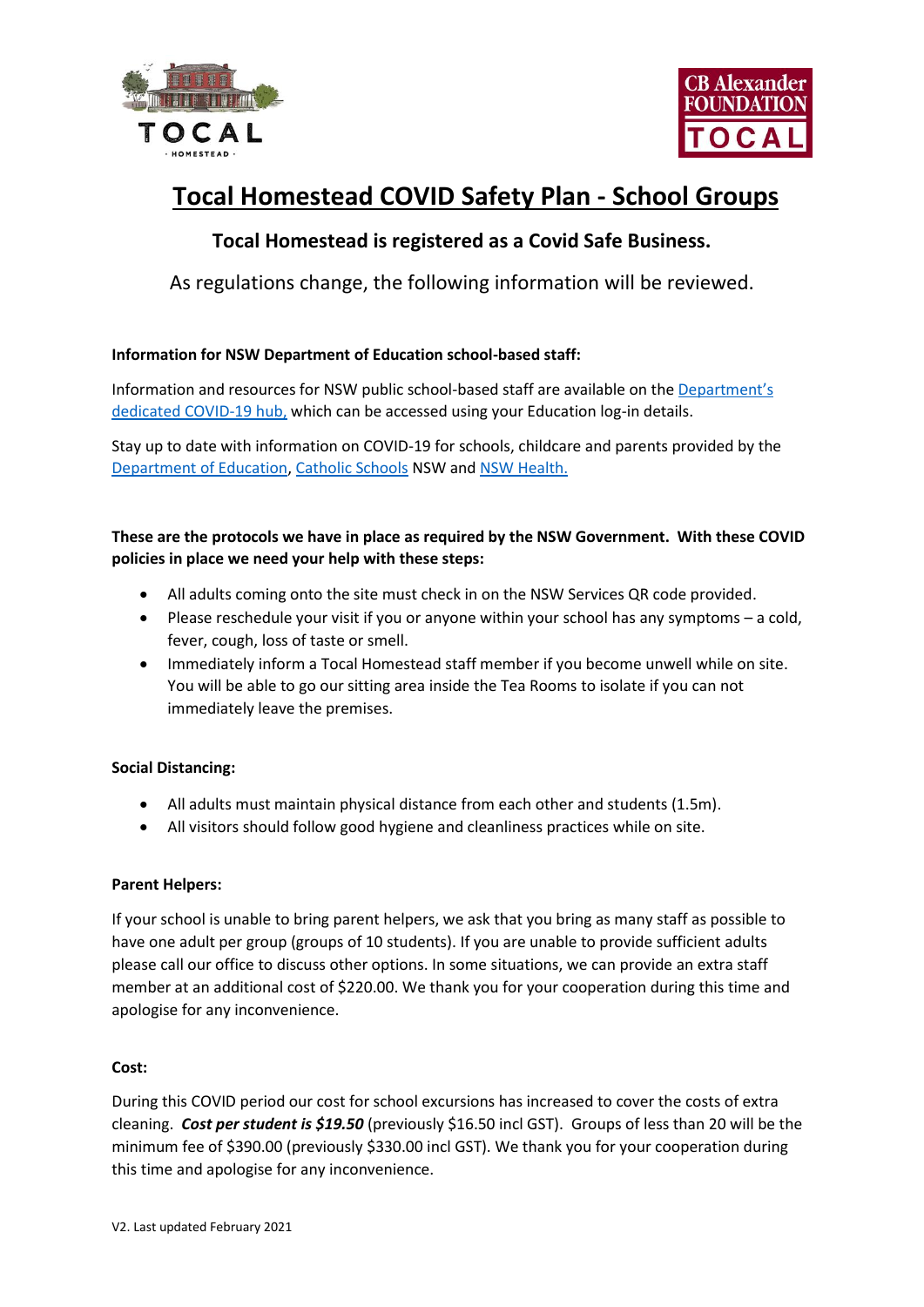# Tocal Homestead COVID Safety Plan - School Groups

### Tocal Homestead is registered as a Covid Safe Business.

As regulations change, the following information will be reviewed.

**Information for NSW Department of Education school-based staff:**

Information and resources for NSW public school-based staff are available on the Department's dedicated COVID-19 hub, which can be accessed using your Education log-in details.

Stay up to date with information on COVID-19 for schools, childcare and parents provided by the Department of Education, Catholic Schools NSW and NSW Health.

**These are the protocols we have in place as required by the NSW Government. With these COVID policies in place we need your help with these steps:**

- All adults coming onto the site must check in on the NSW Services QR code provided.
- Please reschedule your visit if you or anyone within your school has any symptoms – a cold, fever, cough, loss of taste or smell.
- Immediately inform a Tocal Homestead staff member if you become unwell while on site. You will be able to go our sitting area inside the Tea Rooms to isolate if you can not immediately leave the premises.

**Social Distancing:**

- All adults must maintain physical distance from each other and students (1.5m).
- All visitors should follow good hygiene and cleanliness practices while on site.

**Parent Helpers:**

If your school is unable to bring parent helpers, we ask that you bring as many staff as possible to have one adult per group (groups of 10 students). If you are unable to provide sufficient adults please call our office to discuss other options. In some situations, we can provide an extra staff member at an additional cost of $220.00. We thank you for your cooperation during this time and apologise for any inconvenience.

**Cost:**

During this COVID period our cost for school excursions has increased to cover the costs of extra cleaning. ***Cost per student is $19.50*** (previously $16.50 incl GST). Groups of less than 20 will be the minimum fee of $390.00 (previously $330.00 incl GST). We thank you for your cooperation during this time and apologise for any inconvenience.

V2. Last updated February 2021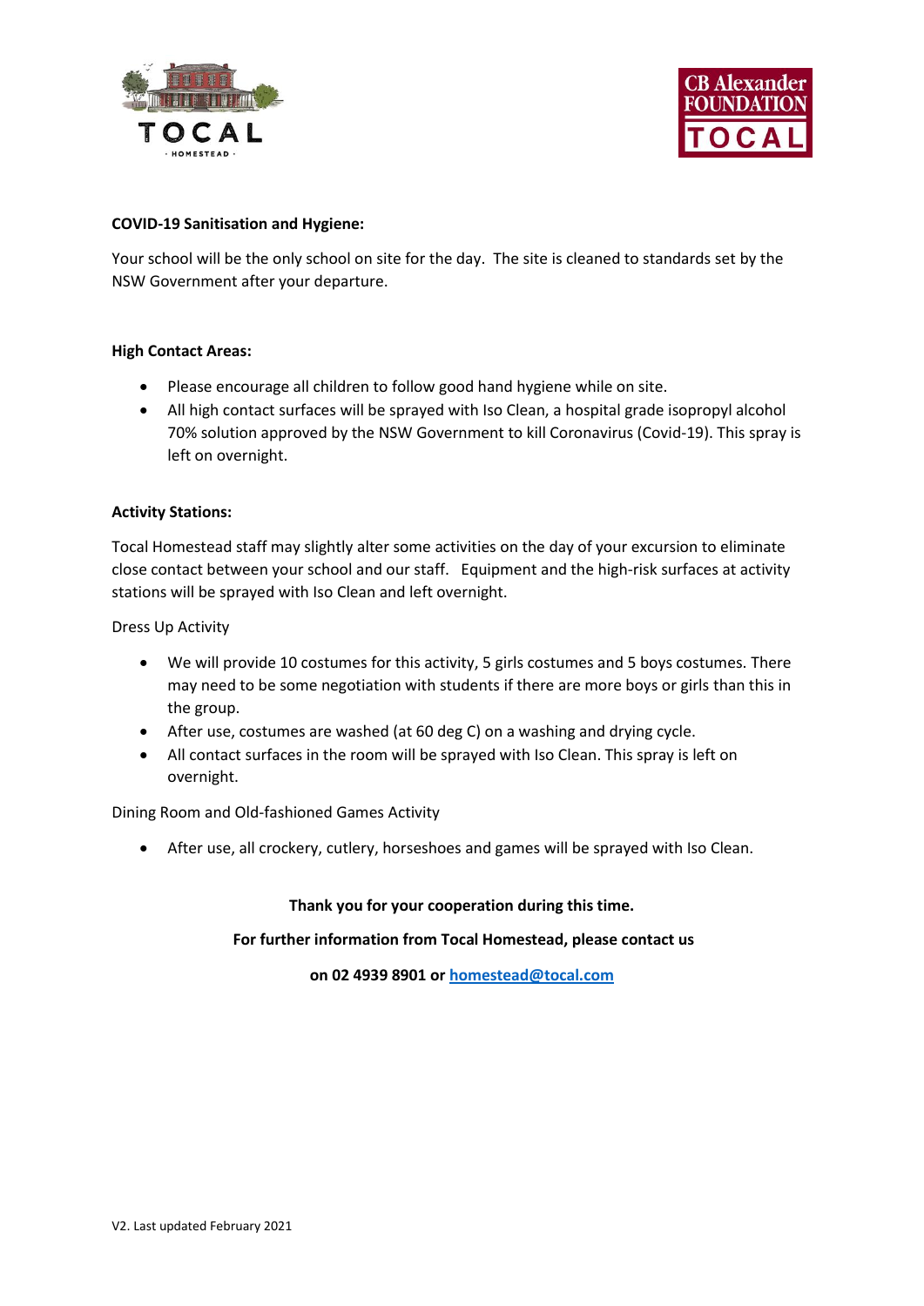**COVID-19 Sanitisation and Hygiene:**

Your school will be the only school on site for the day. The site is cleaned to standards set by the NSW Government after your departure.

**High Contact Areas:**

- Please encourage all children to follow good hand hygiene while on site.
- All high contact surfaces will be sprayed with Iso Clean, a hospital grade isopropyl alcohol 70% solution approved by the NSW Government to kill Coronavirus (Covid-19). This spray is left on overnight.

**Activity Stations:**

Tocal Homestead staff may slightly alter some activities on the day of your excursion to eliminate close contact between your school and our staff. Equipment and the high-risk surfaces at activity stations will be sprayed with Iso Clean and left overnight.

Dress Up Activity

- We will provide 10 costumes for this activity, 5 girls costumes and 5 boys costumes. There may need to be some negotiation with students if there are more boys or girls than this in the group.
- After use, costumes are washed (at 60 deg C) on a washing and drying cycle.
- All contact surfaces in the room will be sprayed with Iso Clean. This spray is left on overnight.

Dining Room and Old-fashioned Games Activity

- After use, all crockery, cutlery, horseshoes and games will be sprayed with Iso Clean.

**Thank you for your cooperation during this time.**

**For further information from Tocal Homestead, please contact us**

**on 02 4939 8901 or homestead@tocal.com**

V2. Last updated February 2021